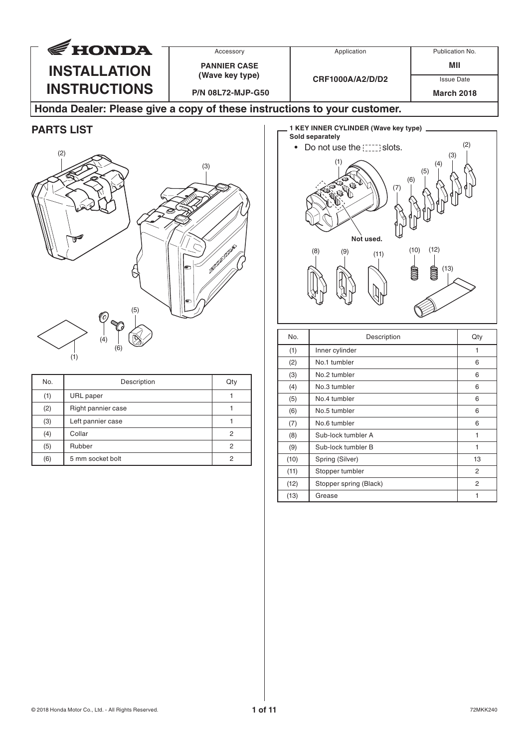# HONDA INSTALLATION INSTRUCTIONS

| Accessory | Application | Publication No. |
|---|---|---|
| PANNIER CASE (Wave key type) | CRF1000A/A2/D/D2 | MII |
| P/N 08L72-MJP-G50 | | Issue Date: March 2018 |

**Honda Dealer: Please give a copy of these instructions to your customer.**

## PARTS LIST

| No. | Description | Qty |
|---|---|---|
| (1) | URL paper | 1 |
| (2) | Right pannier case | 1 |
| (3) | Left pannier case | 1 |
| (4) | Collar | 2 |
| (5) | Rubber | 2 |
| (6) | 5 mm socket bolt | 2 |

**1 KEY INNER CYLINDER (Wave key type)**
**Sold separately**

- Do not use the [ ] slots.

Not used.

| No. | Description | Qty |
|---|---|---|
| (1) | Inner cylinder | 1 |
| (2) | No.1 tumbler | 6 |
| (3) | No.2 tumbler | 6 |
| (4) | No.3 tumbler | 6 |
| (5) | No.4 tumbler | 6 |
| (6) | No.5 tumbler | 6 |
| (7) | No.6 tumbler | 6 |
| (8) | Sub-lock tumbler A | 1 |
| (9) | Sub-lock tumbler B | 1 |
| (10) | Spring (Silver) | 13 |
| (11) | Stopper tumbler | 2 |
| (12) | Stopper spring (Black) | 2 |
| (13) | Grease | 1 |

© 2018 Honda Motor Co., Ltd. - All Rights Reserved.

72MKK240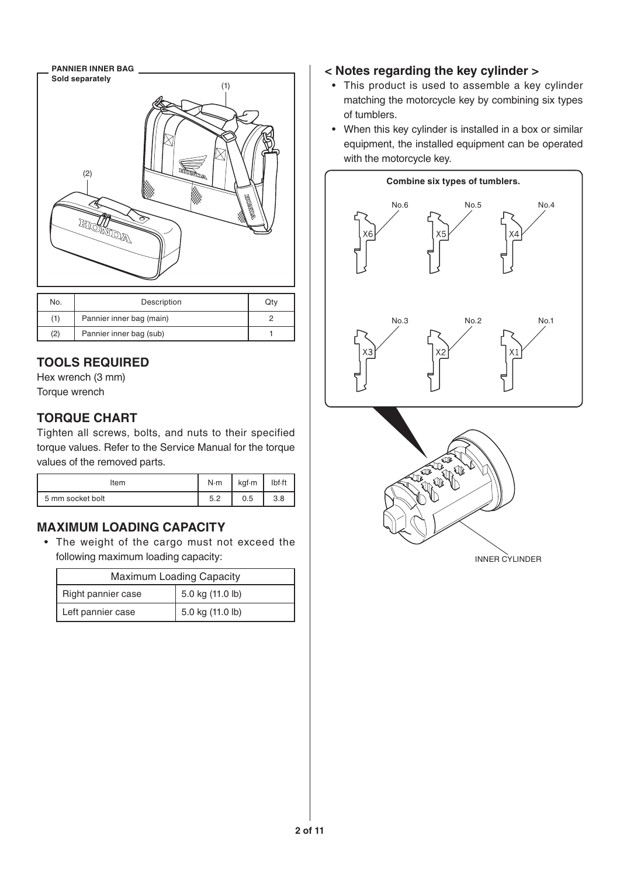**PANNIER INNER BAG**
**Sold separately**

| No. | Description | Qty |
|---|---|---|
| (1) | Pannier inner bag (main) | 2 |
| (2) | Pannier inner bag (sub) | 1 |

## TOOLS REQUIRED

Hex wrench (3 mm)
Torque wrench

## TORQUE CHART

Tighten all screws, bolts, and nuts to their specified torque values. Refer to the Service Manual for the torque values of the removed parts.

| Item | N·m | kgf·m | lbf·ft |
|---|---|---|---|
| 5 mm socket bolt | 5.2 | 0.5 | 3.8 |

## MAXIMUM LOADING CAPACITY

- The weight of the cargo must not exceed the following maximum loading capacity:

| Maximum Loading Capacity | |
|---|---|
| Right pannier case | 5.0 kg (11.0 lb) |
| Left pannier case | 5.0 kg (11.0 lb) |

## < Notes regarding the key cylinder >

- This product is used to assemble a key cylinder matching the motorcycle key by combining six types of tumblers.
- When this key cylinder is installed in a box or similar equipment, the installed equipment can be operated with the motorcycle key.

**Combine six types of tumblers.**

No.6 X6, No.5 X5, No.4 X4, No.3 X3, No.2 X2, No.1 X1

INNER CYLINDER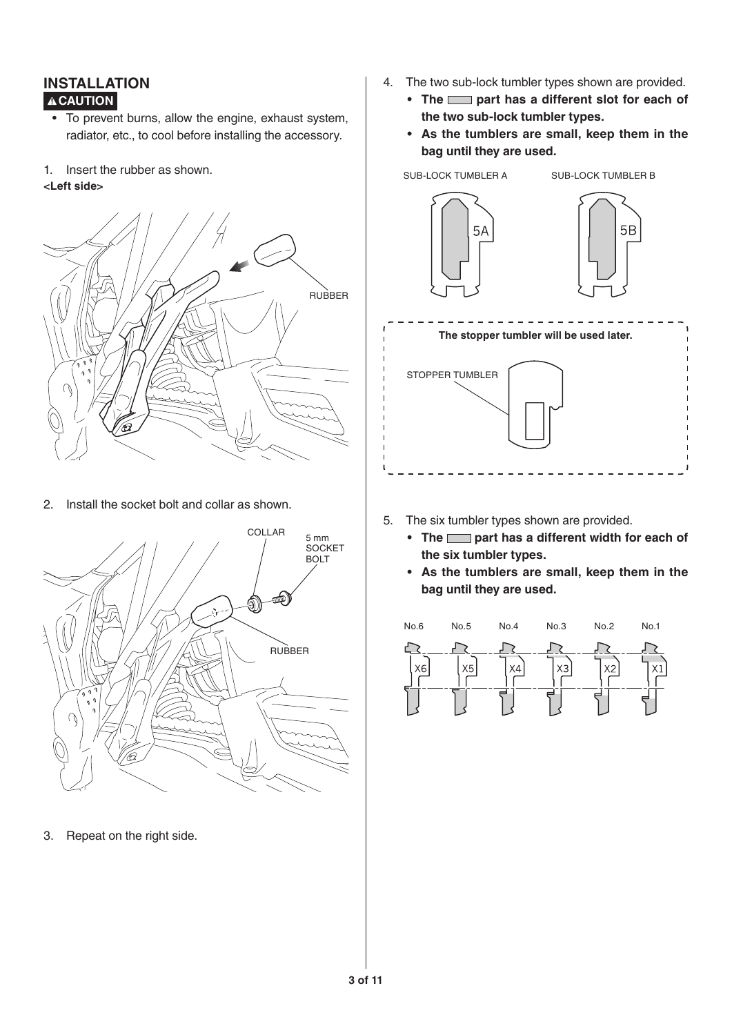## INSTALLATION

**⚠CAUTION**

- To prevent burns, allow the engine, exhaust system, radiator, etc., to cool before installing the accessory.

1. Insert the rubber as shown.

**<Left side>**

RUBBER

2. Install the socket bolt and collar as shown.

COLLAR

5 mm SOCKET BOLT

RUBBER

3. Repeat on the right side.

4. The two sub-lock tumbler types shown are provided.
   - **The ▭ part has a different slot for each of the two sub-lock tumbler types.**
   - **As the tumblers are small, keep them in the bag until they are used.**

SUB-LOCK TUMBLER A　　SUB-LOCK TUMBLER B

5A　　5B

**The stopper tumbler will be used later.**

STOPPER TUMBLER

5. The six tumbler types shown are provided.
   - **The ▭ part has a different width for each of the six tumbler types.**
   - **As the tumblers are small, keep them in the bag until they are used.**

No.6　No.5　No.4　No.3　No.2　No.1

X6　X5　X4　X3　X2　X1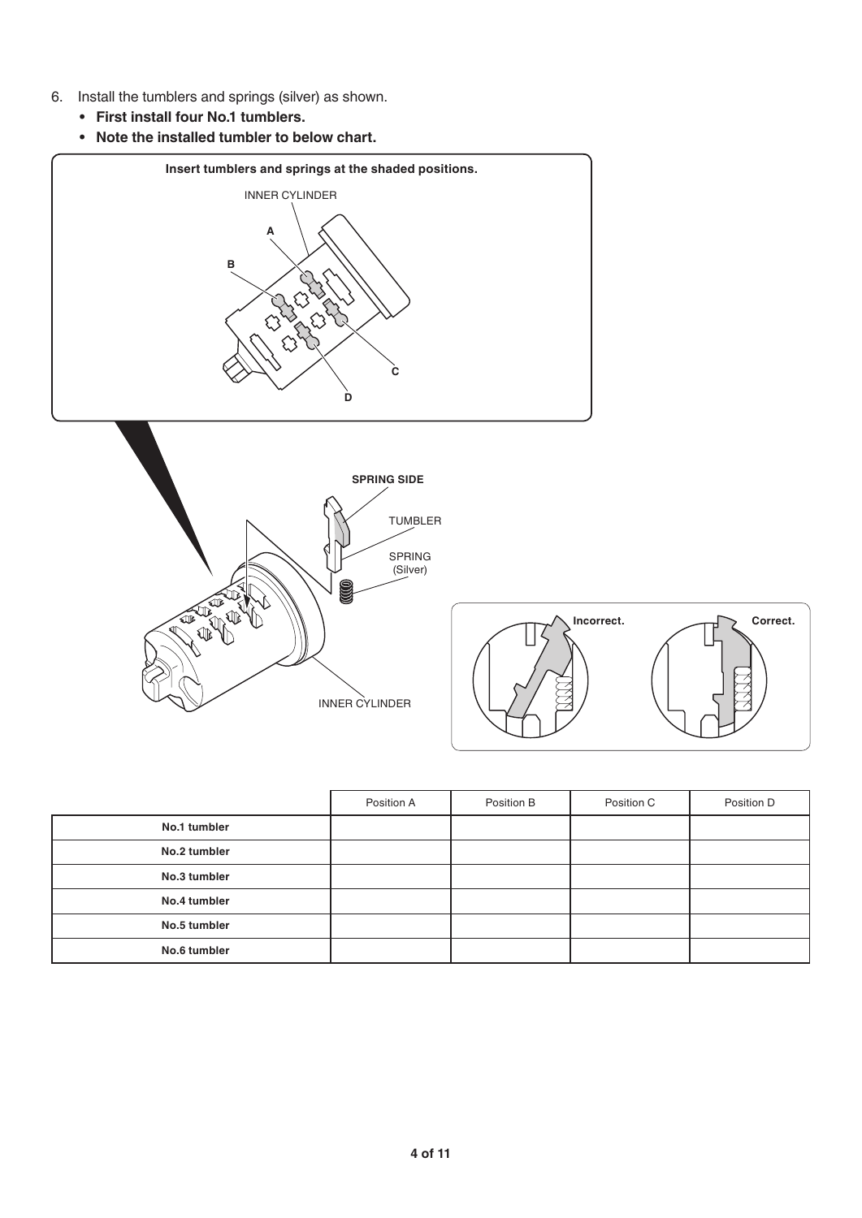6. Install the tumblers and springs (silver) as shown.
   - **First install four No.1 tumblers.**
   - **Note the installed tumbler to below chart.**

| | Position A | Position B | Position C | Position D |
|---|---|---|---|---|
| **No.1 tumbler** | | | | |
| **No.2 tumbler** | | | | |
| **No.3 tumbler** | | | | |
| **No.4 tumbler** | | | | |
| **No.5 tumbler** | | | | |
| **No.6 tumbler** | | | | |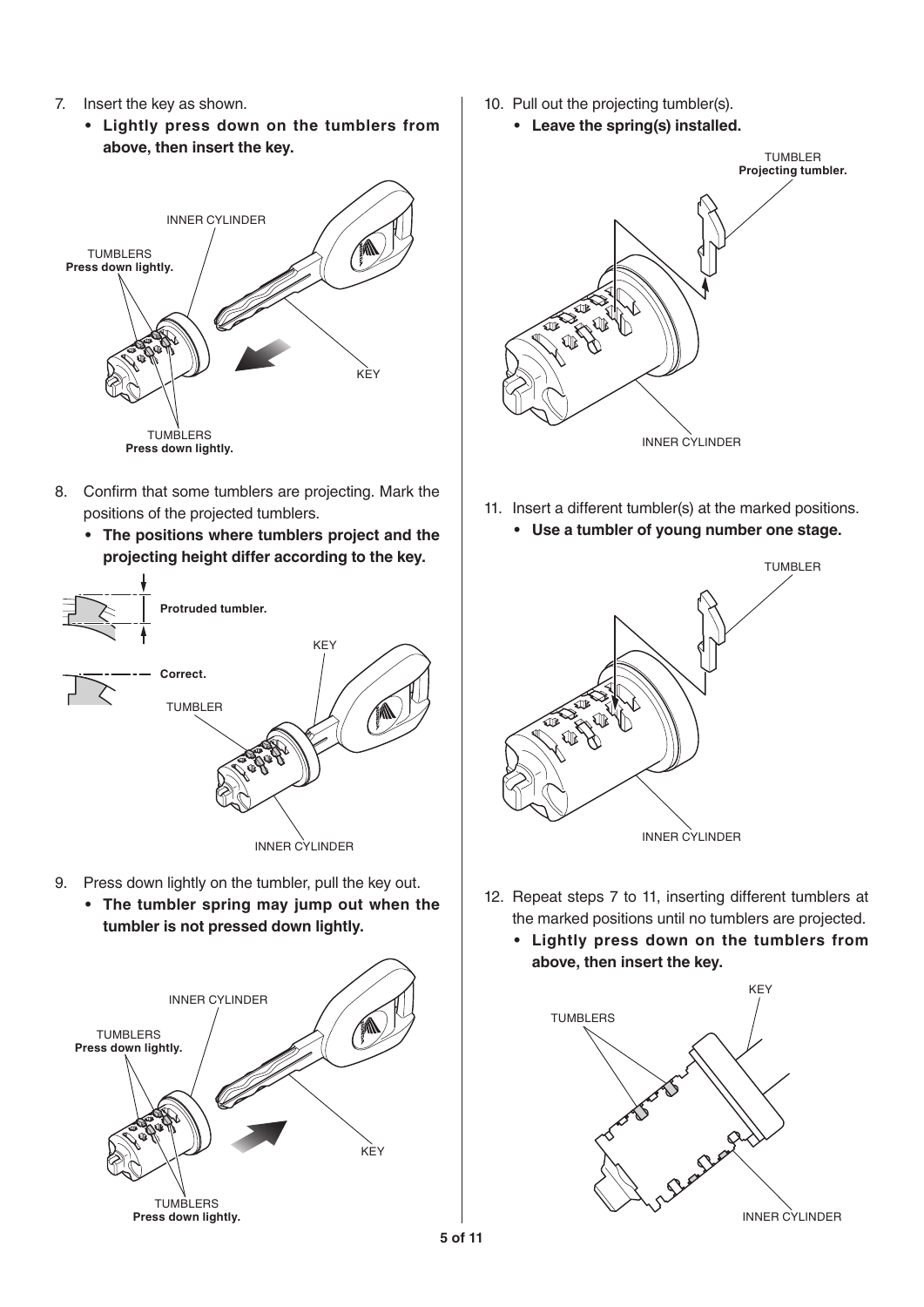7. Insert the key as shown.
   - **Lightly press down on the tumblers from above, then insert the key.**

INNER CYLINDER

TUMBLERS
**Press down lightly.**

KEY

TUMBLERS
**Press down lightly.**

8. Confirm that some tumblers are projecting. Mark the positions of the projected tumblers.
   - **The positions where tumblers project and the projecting height differ according to the key.**

**Protruded tumbler.**

**Correct.**

KEY

TUMBLER

INNER CYLINDER

9. Press down lightly on the tumbler, pull the key out.
   - **The tumbler spring may jump out when the tumbler is not pressed down lightly.**

INNER CYLINDER

TUMBLERS
**Press down lightly.**

KEY

TUMBLERS
**Press down lightly.**

10. Pull out the projecting tumbler(s).
    - **Leave the spring(s) installed.**

TUMBLER
**Projecting tumbler.**

INNER CYLINDER

11. Insert a different tumbler(s) at the marked positions.
    - **Use a tumbler of young number one stage.**

TUMBLER

INNER CYLINDER

12. Repeat steps 7 to 11, inserting different tumblers at the marked positions until no tumblers are projected.
    - **Lightly press down on the tumblers from above, then insert the key.**

KEY

TUMBLERS

INNER CYLINDER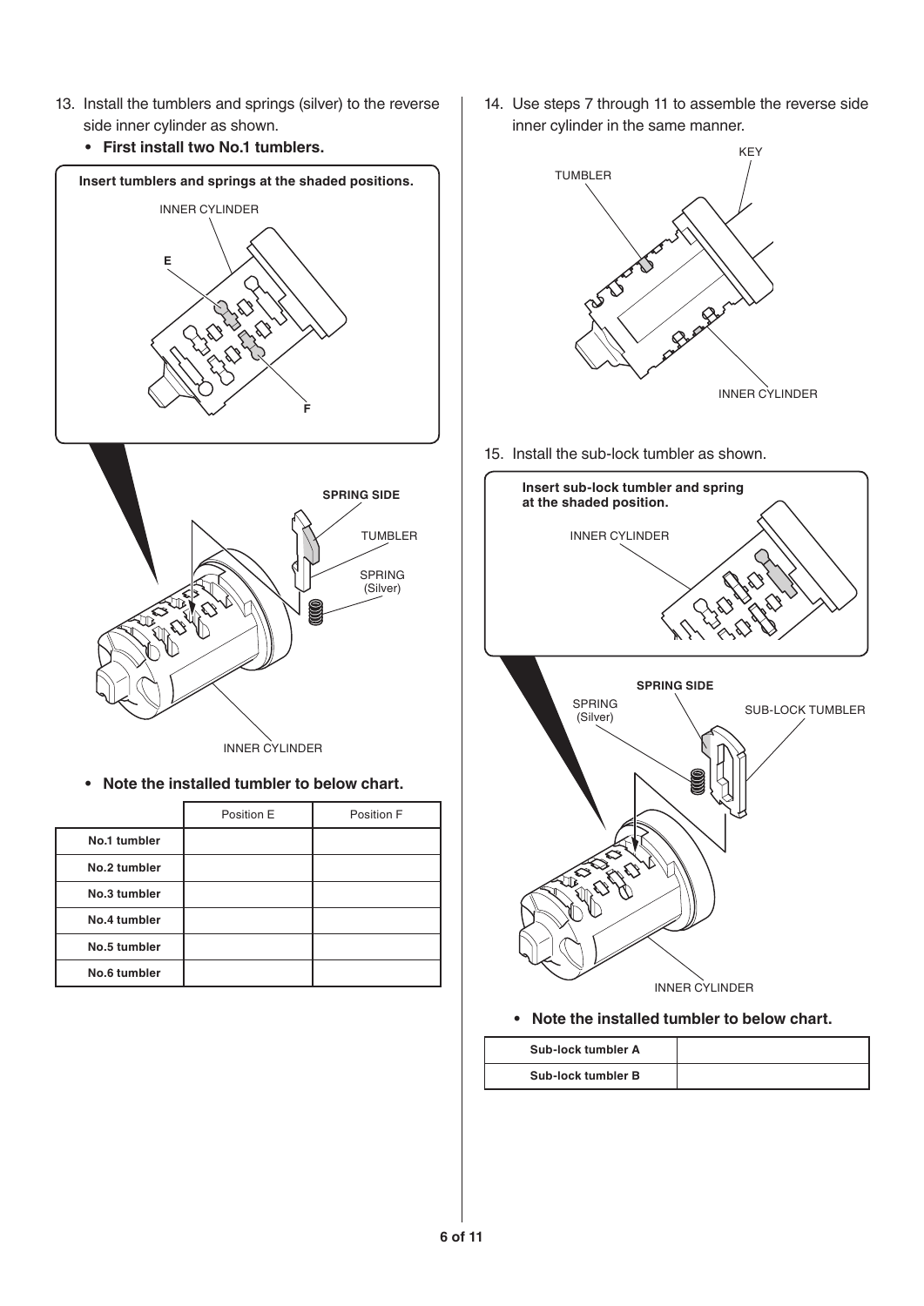13. Install the tumblers and springs (silver) to the reverse side inner cylinder as shown.
    - **First install two No.1 tumblers.**

**Insert tumblers and springs at the shaded positions.**

INNER CYLINDER

E

F

SPRING SIDE

TUMBLER

SPRING (Silver)

INNER CYLINDER

- **Note the installed tumbler to below chart.**

| | Position E | Position F |
|---|---|---|
| **No.1 tumbler** | | |
| **No.2 tumbler** | | |
| **No.3 tumbler** | | |
| **No.4 tumbler** | | |
| **No.5 tumbler** | | |
| **No.6 tumbler** | | |

14. Use steps 7 through 11 to assemble the reverse side inner cylinder in the same manner.

KEY

TUMBLER

INNER CYLINDER

15. Install the sub-lock tumbler as shown.

**Insert sub-lock tumbler and spring at the shaded position.**

INNER CYLINDER

SPRING SIDE

SPRING (Silver)

SUB-LOCK TUMBLER

INNER CYLINDER

- **Note the installed tumbler to below chart.**

| | |
|---|---|
| **Sub-lock tumbler A** | |
| **Sub-lock tumbler B** | |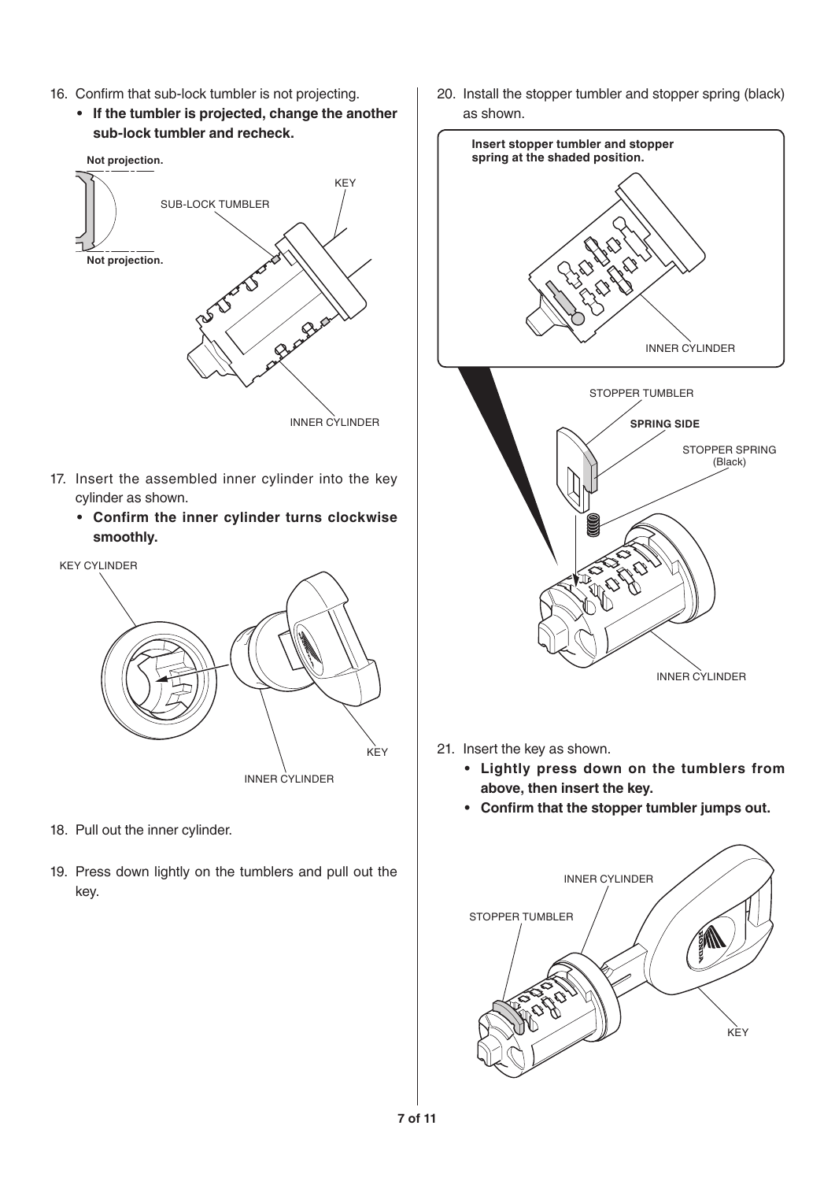16. Confirm that sub-lock tumbler is not projecting.
    - **If the tumbler is projected, change the another sub-lock tumbler and recheck.**

Not projection.

SUB-LOCK TUMBLER

KEY

Not projection.

INNER CYLINDER

17. Insert the assembled inner cylinder into the key cylinder as shown.
    - **Confirm the inner cylinder turns clockwise smoothly.**

KEY CYLINDER

KEY

INNER CYLINDER

18. Pull out the inner cylinder.

19. Press down lightly on the tumblers and pull out the key.

20. Install the stopper tumbler and stopper spring (black) as shown.

**Insert stopper tumbler and stopper spring at the shaded position.**

INNER CYLINDER

STOPPER TUMBLER

**SPRING SIDE**

STOPPER SPRING (Black)

INNER CYLINDER

21. Insert the key as shown.
    - **Lightly press down on the tumblers from above, then insert the key.**
    - **Confirm that the stopper tumbler jumps out.**

INNER CYLINDER

STOPPER TUMBLER

KEY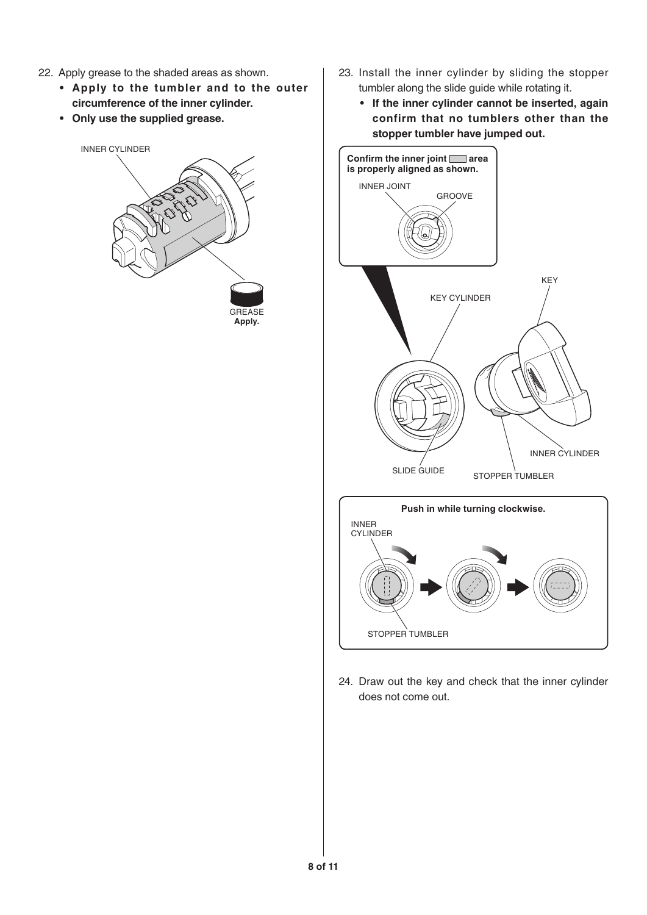22. Apply grease to the shaded areas as shown.
    - **Apply to the tumbler and to the outer circumference of the inner cylinder.**
    - **Only use the supplied grease.**

INNER CYLINDER

GREASE
**Apply.**

23. Install the inner cylinder by sliding the stopper tumbler along the slide guide while rotating it.
    - **If the inner cylinder cannot be inserted, again confirm that no tumblers other than the stopper tumbler have jumped out.**

**Confirm the inner joint ▭ area is properly aligned as shown.**

INNER JOINT

GROOVE

KEY

KEY CYLINDER

INNER CYLINDER

SLIDE GUIDE

STOPPER TUMBLER

**Push in while turning clockwise.**

INNER CYLINDER

STOPPER TUMBLER

24. Draw out the key and check that the inner cylinder does not come out.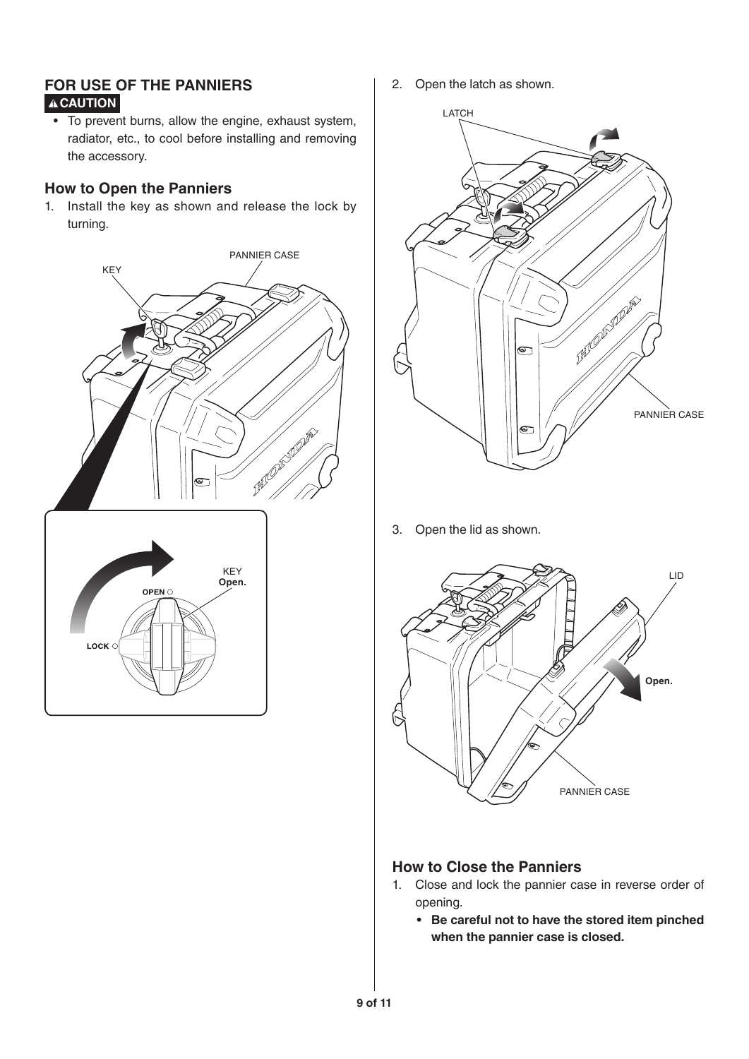## FOR USE OF THE PANNIERS

**⚠CAUTION**

- To prevent burns, allow the engine, exhaust system, radiator, etc., to cool before installing and removing the accessory.

### How to Open the Panniers

1. Install the key as shown and release the lock by turning.

2. Open the latch as shown.

3. Open the lid as shown.

### How to Close the Panniers

1. Close and lock the pannier case in reverse order of opening.
   - **Be careful not to have the stored item pinched when the pannier case is closed.**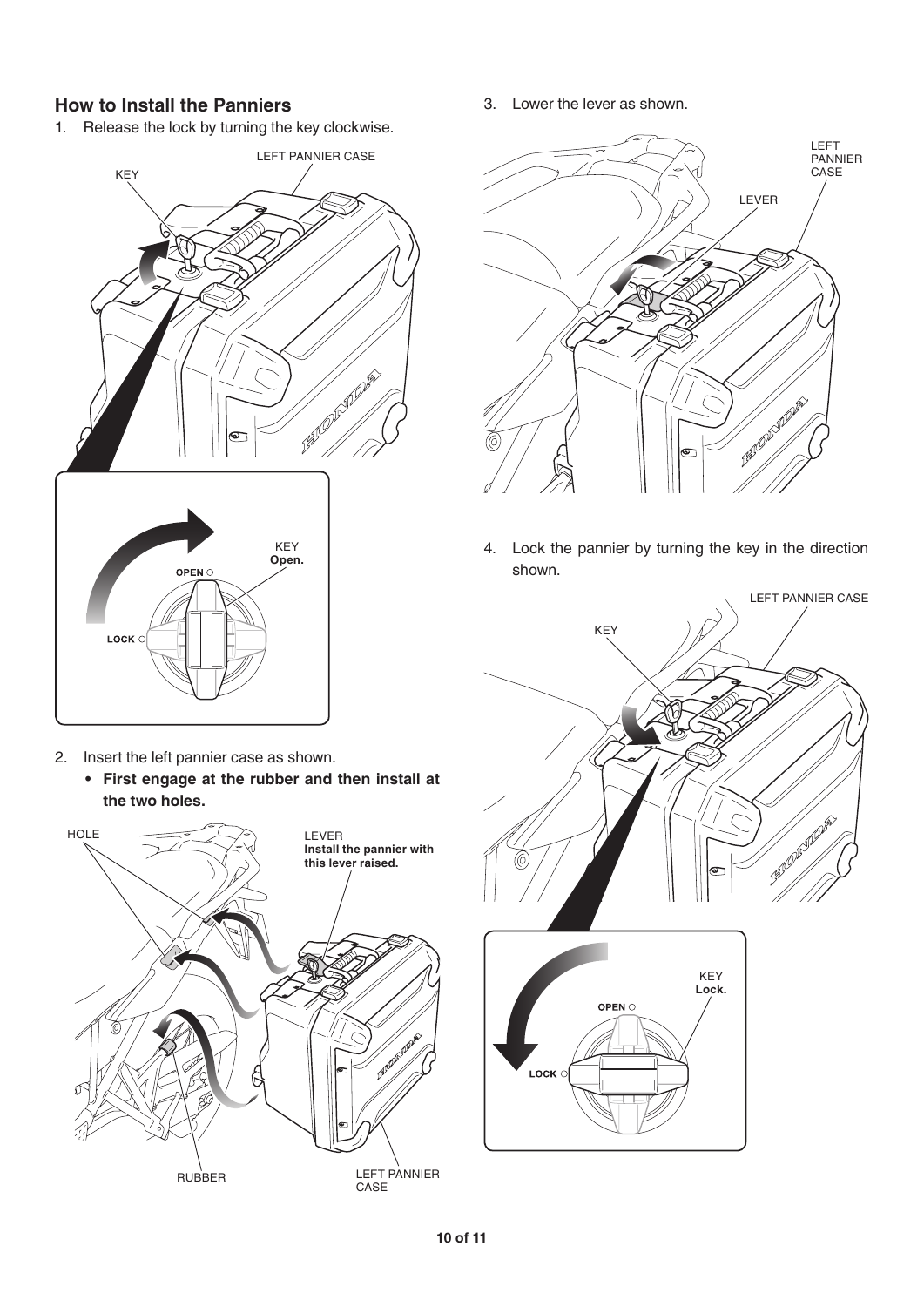## How to Install the Panniers

1. Release the lock by turning the key clockwise.

KEY

LEFT PANNIER CASE

KEY
**Open.**

OPEN

LOCK

2. Insert the left pannier case as shown.
   - **First engage at the rubber and then install at the two holes.**

HOLE

LEVER
**Install the pannier with this lever raised.**

RUBBER

LEFT PANNIER CASE

3. Lower the lever as shown.

LEFT PANNIER CASE

LEVER

4. Lock the pannier by turning the key in the direction shown.

LEFT PANNIER CASE

KEY

KEY
**Lock.**

OPEN

LOCK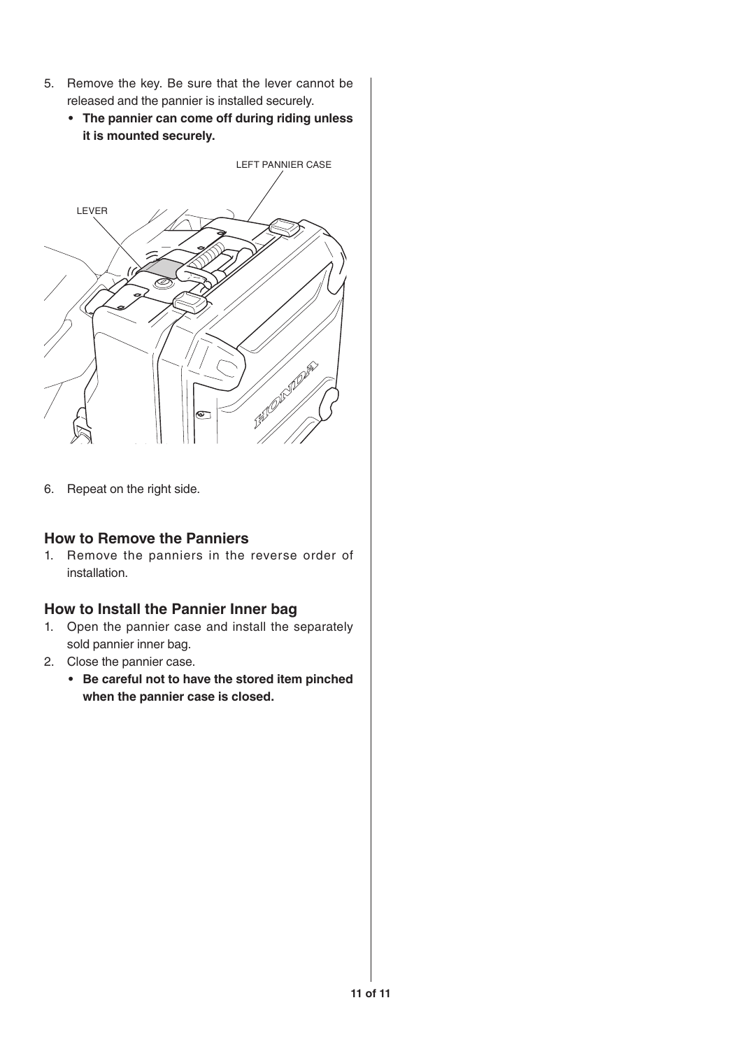5. Remove the key. Be sure that the lever cannot be released and the pannier is installed securely.
   - **The pannier can come off during riding unless it is mounted securely.**

LEFT PANNIER CASE

LEVER

6. Repeat on the right side.

## How to Remove the Panniers

1. Remove the panniers in the reverse order of installation.

## How to Install the Pannier Inner bag

1. Open the pannier case and install the separately sold pannier inner bag.
2. Close the pannier case.
   - **Be careful not to have the stored item pinched when the pannier case is closed.**